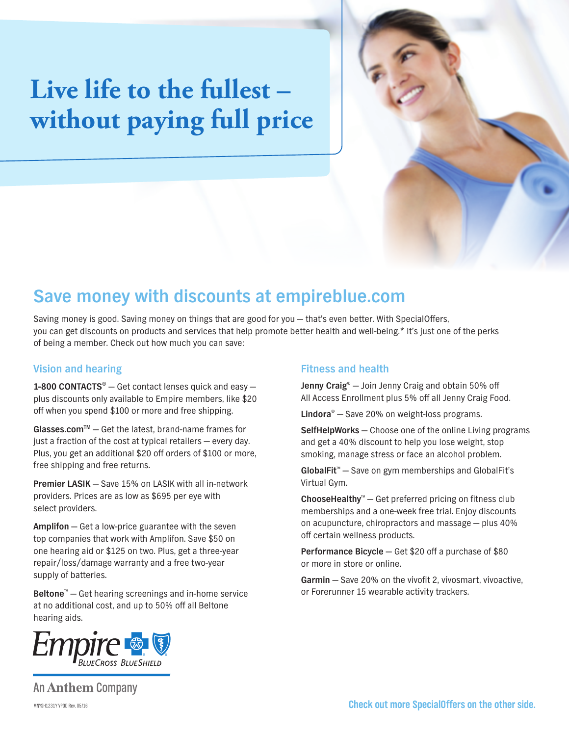# Live life to the fullest – without paying full price

## Save money with discounts at empireblue.com

Saving money is good. Saving money on things that are good for you — that's even better. With SpecialOffers, you can get discounts on products and services that help promote better health and well-being.* It's just one of the perks of being a member. Check out how much you can save:

### Vision and hearing

**1-800 CONTACTS®** — Get contact lenses quick and easy — plus discounts only available to Empire members, like $20 off when you spend $100 or more and free shipping.

**Glasses.com™** — Get the latest, brand-name frames for just a fraction of the cost at typical retailers — every day. Plus, you get an additional $20 off orders of $100 or more, free shipping and free returns.

**Premier LASIK** — Save 15% on LASIK with all in-network providers. Prices are as low as $695 per eye with select providers.

**Amplifon** — Get a low-price guarantee with the seven top companies that work with Amplifon. Save $50 on one hearing aid or $125 on two. Plus, get a three-year repair/loss/damage warranty and a free two-year supply of batteries.

**Beltone™** — Get hearing screenings and in-home service at no additional cost, and up to 50% off all Beltone hearing aids.

### Fitness and health

**Jenny Craig®** — Join Jenny Craig and obtain 50% off All Access Enrollment plus 5% off all Jenny Craig Food.

**Lindora®** — Save 20% on weight-loss programs.

**SelfHelpWorks** — Choose one of the online Living programs and get a 40% discount to help you lose weight, stop smoking, manage stress or face an alcohol problem.

**GlobalFit™** — Save on gym memberships and GlobalFit's Virtual Gym.

**ChooseHealthy™** — Get preferred pricing on fitness club memberships and a one-week free trial. Enjoy discounts on acupuncture, chiropractors and massage — plus 40% off certain wellness products.

**Performance Bicycle** — Get $20 off a purchase of $80 or more in store or online.

**Garmin** — Save 20% on the vívofit 2, vívosmart, vívoactive, or Forerunner 15 wearable activity trackers.

Empire BlueCross BlueShield

An Anthem Company

MNYSH1231Y VPOD Rev. 05/16

**Check out more SpecialOffers on the other side.**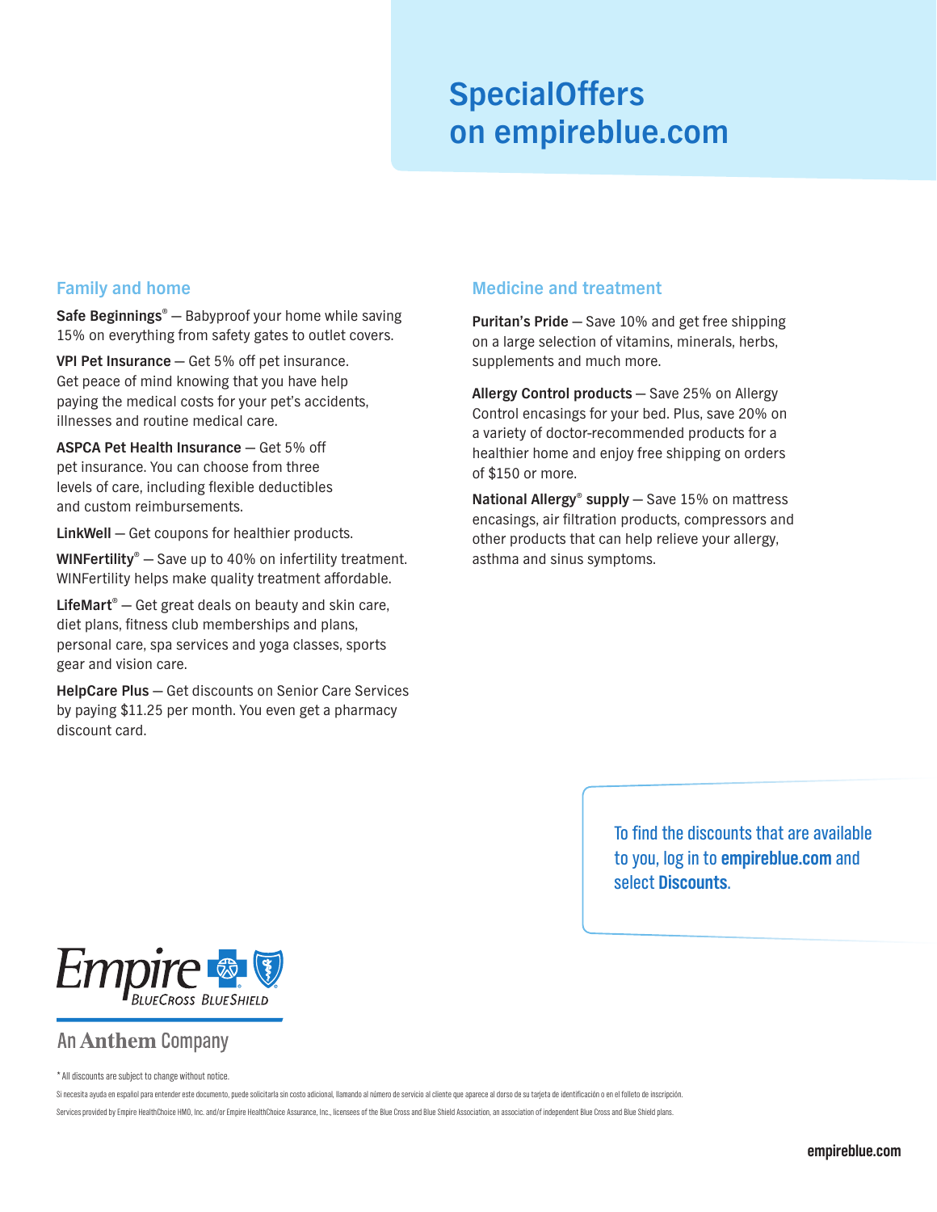# SpecialOffers on empireblue.com

## Family and home

**Safe Beginnings®** — Babyproof your home while saving 15% on everything from safety gates to outlet covers.

**VPI Pet Insurance** — Get 5% off pet insurance. Get peace of mind knowing that you have help paying the medical costs for your pet's accidents, illnesses and routine medical care.

**ASPCA Pet Health Insurance** — Get 5% off pet insurance. You can choose from three levels of care, including flexible deductibles and custom reimbursements.

**LinkWell** — Get coupons for healthier products.

**WINFertility®** — Save up to 40% on infertility treatment. WINFertility helps make quality treatment affordable.

**LifeMart®** — Get great deals on beauty and skin care, diet plans, fitness club memberships and plans, personal care, spa services and yoga classes, sports gear and vision care.

**HelpCare Plus** — Get discounts on Senior Care Services by paying $11.25 per month. You even get a pharmacy discount card.

## Medicine and treatment

**Puritan's Pride** — Save 10% and get free shipping on a large selection of vitamins, minerals, herbs, supplements and much more.

**Allergy Control products** — Save 25% on Allergy Control encasings for your bed. Plus, save 20% on a variety of doctor-recommended products for a healthier home and enjoy free shipping on orders of $150 or more.

**National Allergy® supply** — Save 15% on mattress encasings, air filtration products, compressors and other products that can help relieve your allergy, asthma and sinus symptoms.

To find the discounts that are available to you, log in to **empireblue.com** and select **Discounts**.

Empire BlueCross BlueShield

An Anthem Company

* All discounts are subject to change without notice.

Si necesita ayuda en español para entender este documento, puede solicitarla sin costo adicional, llamando al número de servicio al cliente que aparece al dorso de su tarjeta de identificación o en el folleto de inscripción.

Services provided by Empire HealthChoice HMO, Inc. and/or Empire HealthChoice Assurance, Inc., licensees of the Blue Cross and Blue Shield Association, an association of independent Blue Cross and Blue Shield plans.

empireblue.com